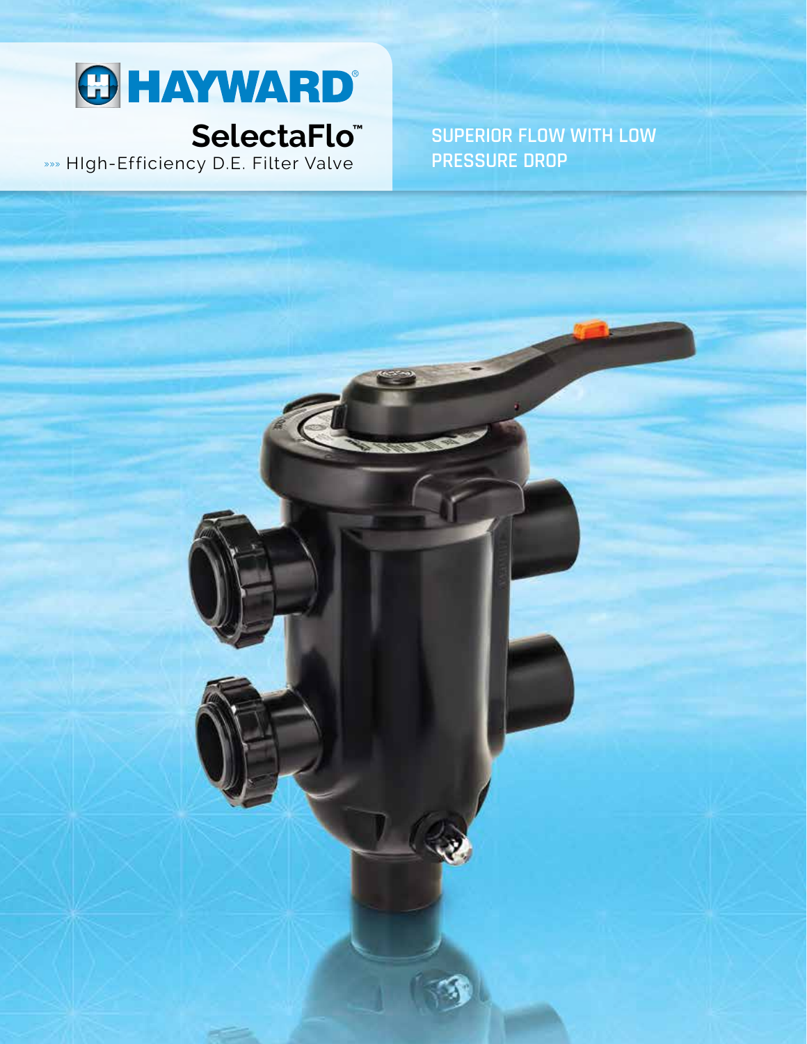# HAYWARD®

## SelectaFlo™

»»» HIgh-Efficiency D.E. Filter Valve

**SUPERIOR FLOW WITH LOW PRESSURE DROP**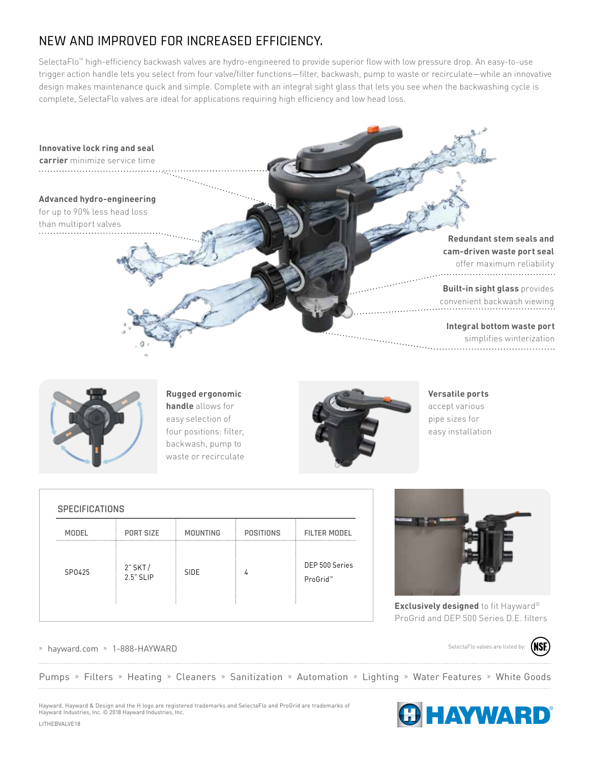# NEW AND IMPROVED FOR INCREASED EFFICIENCY.

SelectaFlo™ high-efficiency backwash valves are hydro-engineered to provide superior flow with low pressure drop. An easy-to-use trigger action handle lets you select from four valve/filter functions—filter, backwash, pump to waste or recirculate—while an innovative design makes maintenance quick and simple. Complete with an integral sight glass that lets you see when the backwashing cycle is complete, SelectaFlo valves are ideal for applications requiring high efficiency and low head loss.

**Innovative lock ring and seal carrier** minimize service time

**Advanced hydro-engineering** for up to 90% less head loss than multiport valves

**Redundant stem seals and cam-driven waste port seal** offer maximum reliability

**Built-in sight glass** provides convenient backwash viewing

**Integral bottom waste port** simplifies winterization

**Rugged ergonomic handle** allows for easy selection of four positions: filter, backwash, pump to waste or recirculate

**Versatile ports** accept various pipe sizes for easy installation

## SPECIFICATIONS

| MODEL | PORT SIZE | MOUNTING | POSITIONS | FILTER MODEL |
|---|---|---|---|---|
| SP0425 | 2" SKT / 2.5" SLIP | SIDE | 4 | DEP 500 Series ProGrid™ |

**Exclusively designed** to fit Hayward® ProGrid and DEP 500 Series D.E. filters

» hayward.com » 1-888-HAYWARD

SelectaFlo valves are listed by: NSF

Pumps » Filters » Heating » Cleaners » Sanitization » Automation » Lighting » Water Features » White Goods

Hayward, Hayward & Design and the H logo are registered trademarks and SelectaFlo and ProGrid are trademarks of Hayward Industries, Inc. © 2018 Hayward Industries, Inc.

LITHEBVALVE18

HAYWARD®